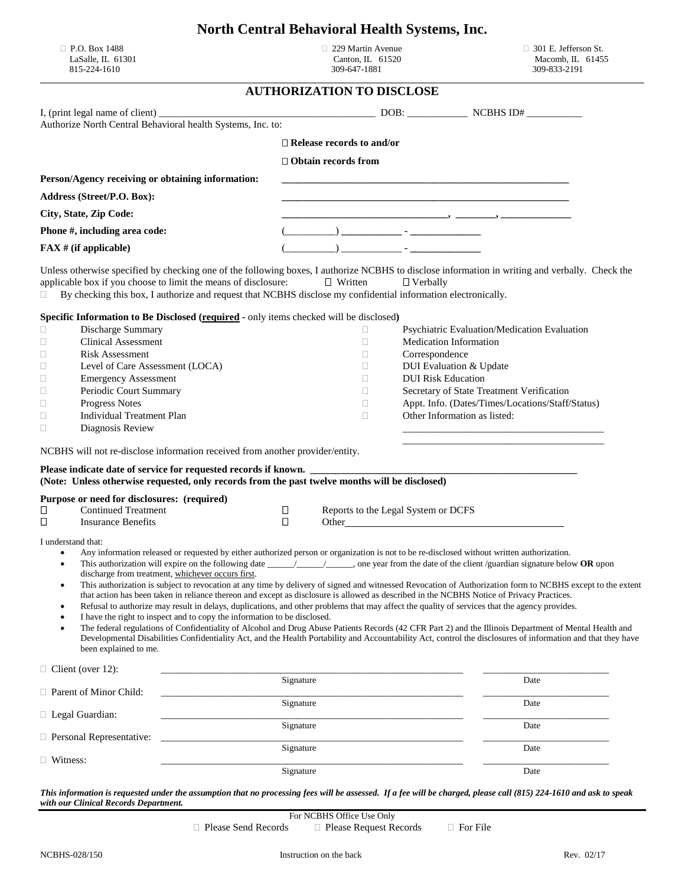# North Central Behavioral Health Systems, Inc.

| ☐ P.O. Box 1488<br>LaSalle, IL 61301<br>815-224-1610 | ☐ 229 Martin Avenue<br>Canton, IL 61520<br>309-647-1881 | ☐ 301 E. Jefferson St.<br>Macomb, IL 61455<br>309-833-2191 |
|---|---|---|

## AUTHORIZATION TO DISCLOSE

I, (print legal name of client) ___________________________________________ DOB: ____________ NCBHS ID# ___________
Authorize North Central Behavioral health Systems, Inc. to:

☐ **Release records to and/or**

☐ **Obtain records from**

**Person/Agency receiving or obtaining information:** ____________________________________________________________

**Address (Street/P.O. Box):** ____________________________________________________________

**City, State, Zip Code:** _________________________________, ________, ______________

**Phone #, including area code:** (__________) ____________ - ______________

**FAX # (if applicable)** (__________) ____________ - ______________

Unless otherwise specified by checking one of the following boxes, I authorize NCBHS to disclose information in writing and verbally. Check the applicable box if you choose to limit the means of disclosure: ☐ Written ☐ Verbally

☐ By checking this box, I authorize and request that NCBHS disclose my confidential information electronically.

**Specific Information to Be Disclosed (<u>required</u> - only items checked will be disclosed)**

| | | | |
|---|---|---|---|
| ☐ | Discharge Summary | ☐ | Psychiatric Evaluation/Medication Evaluation |
| ☐ | Clinical Assessment | ☐ | Medication Information |
| ☐ | Risk Assessment | ☐ | Correspondence |
| ☐ | Level of Care Assessment (LOCA) | ☐ | DUI Evaluation & Update |
| ☐ | Emergency Assessment | ☐ | DUI Risk Education |
| ☐ | Periodic Court Summary | ☐ | Secretary of State Treatment Verification |
| ☐ | Progress Notes | ☐ | Appt. Info. (Dates/Times/Locations/Staff/Status) |
| ☐ | Individual Treatment Plan | ☐ | Other Information as listed: |
| ☐ | Diagnosis Review | | ________________________________________<br>________________________________________ |

NCBHS will not re-disclose information received from another provider/entity.

**Please indicate date of service for requested records if known.** ______________________________________________________
**(Note: Unless otherwise requested, only records from the past twelve months will be disclosed)**

**Purpose or need for disclosures: (required)**

| | | | |
|---|---|---|---|
| ☐ | Continued Treatment | ☐ | Reports to the Legal System or DCFS |
| ☐ | Insurance Benefits | ☐ | Other ____________________________________________ |

I understand that:

- Any information released or requested by either authorized person or organization is not to be re-disclosed without written authorization.
- This authorization will expire on the following date ______/______/______, one year from the date of the client /guardian signature below **OR** upon discharge from treatment, <u>whichever occurs first</u>.
- This authorization is subject to revocation at any time by delivery of signed and witnessed Revocation of Authorization form to NCBHS except to the extent that action has been taken in reliance thereon and except as disclosure is allowed as described in the NCBHS Notice of Privacy Practices.
- Refusal to authorize may result in delays, duplications, and other problems that may affect the quality of services that the agency provides.
- I have the right to inspect and to copy the information to be disclosed.
- The federal regulations of Confidentiality of Alcohol and Drug Abuse Patients Records (42 CFR Part 2) and the Illinois Department of Mental Health and Developmental Disabilities Confidentiality Act, and the Health Portability and Accountability Act, control the disclosures of information and that they have been explained to me.

| | Signature | Date |
|---|---|---|
| ☐ Client (over 12): | ______________________________ | ______________ |
| ☐ Parent of Minor Child: | ______________________________ | ______________ |
| ☐ Legal Guardian: | ______________________________ | ______________ |
| ☐ Personal Representative: | ______________________________ | ______________ |
| ☐ Witness: | ______________________________ | ______________ |

***This information is requested under the assumption that no processing fees will be assessed. If a fee will be charged, please call (815) 224-1610 and ask to speak with our Clinical Records Department.***

For NCBHS Office Use Only

☐ Please Send Records ☐ Please Request Records ☐ For File

NCBHS-028/150 Instruction on the back Rev. 02/17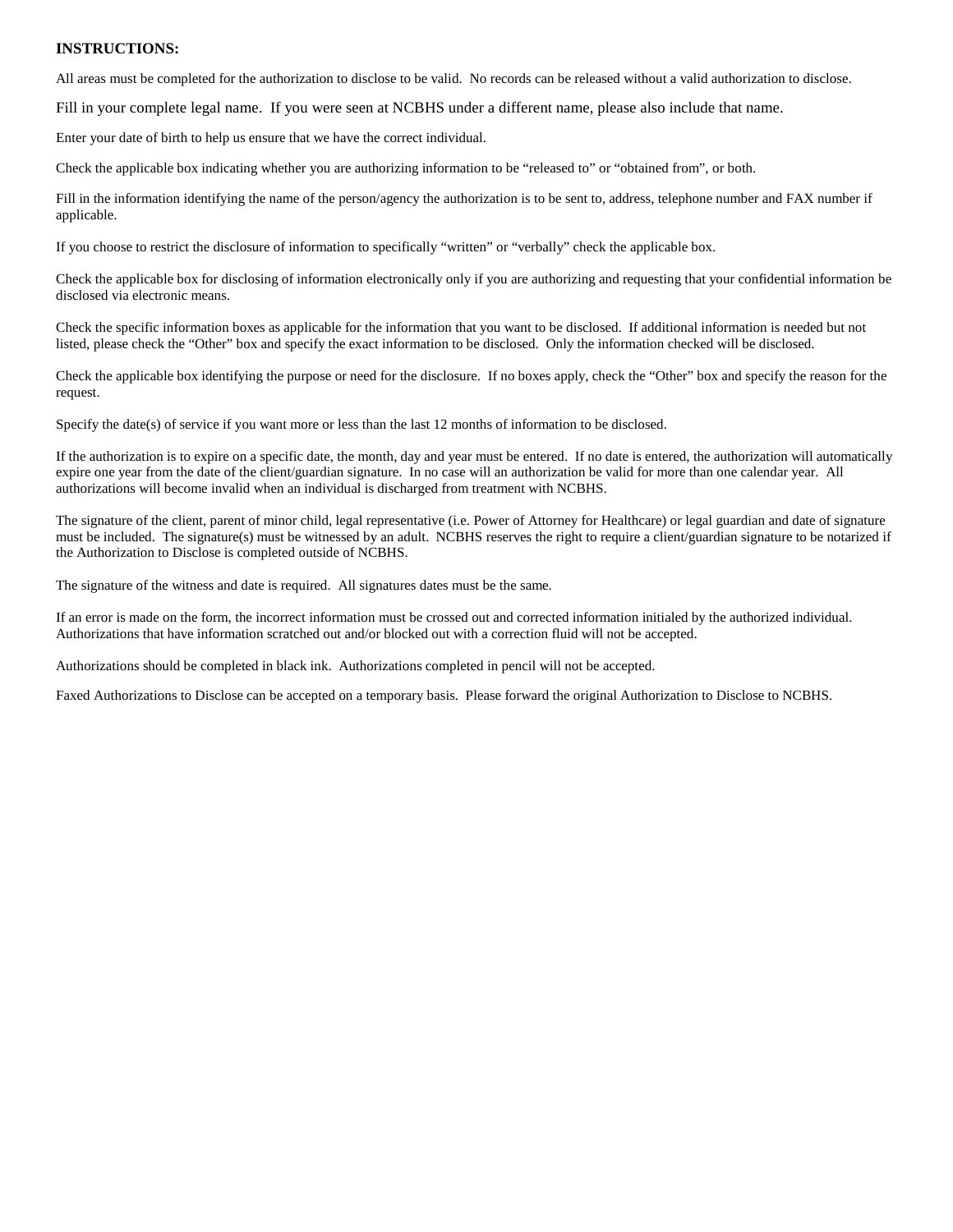**INSTRUCTIONS:**

All areas must be completed for the authorization to disclose to be valid.  No records can be released without a valid authorization to disclose.

Fill in your complete legal name.  If you were seen at NCBHS under a different name, please also include that name.

Enter your date of birth to help us ensure that we have the correct individual.

Check the applicable box indicating whether you are authorizing information to be "released to" or "obtained from", or both.

Fill in the information identifying the name of the person/agency the authorization is to be sent to, address, telephone number and FAX number if applicable.

If you choose to restrict the disclosure of information to specifically "written" or "verbally" check the applicable box.

Check the applicable box for disclosing of information electronically only if you are authorizing and requesting that your confidential information be disclosed via electronic means.

Check the specific information boxes as applicable for the information that you want to be disclosed.  If additional information is needed but not listed, please check the "Other" box and specify the exact information to be disclosed.  Only the information checked will be disclosed.

Check the applicable box identifying the purpose or need for the disclosure.  If no boxes apply, check the "Other" box and specify the reason for the request.

Specify the date(s) of service if you want more or less than the last 12 months of information to be disclosed.

If the authorization is to expire on a specific date, the month, day and year must be entered.  If no date is entered, the authorization will automatically expire one year from the date of the client/guardian signature.  In no case will an authorization be valid for more than one calendar year.  All authorizations will become invalid when an individual is discharged from treatment with NCBHS.

The signature of the client, parent of minor child, legal representative (i.e. Power of Attorney for Healthcare) or legal guardian and date of signature must be included.  The signature(s) must be witnessed by an adult.  NCBHS reserves the right to require a client/guardian signature to be notarized if the Authorization to Disclose is completed outside of NCBHS.

The signature of the witness and date is required.  All signatures dates must be the same.

If an error is made on the form, the incorrect information must be crossed out and corrected information initialed by the authorized individual. Authorizations that have information scratched out and/or blocked out with a correction fluid will not be accepted.

Authorizations should be completed in black ink.  Authorizations completed in pencil will not be accepted.

Faxed Authorizations to Disclose can be accepted on a temporary basis.  Please forward the original Authorization to Disclose to NCBHS.